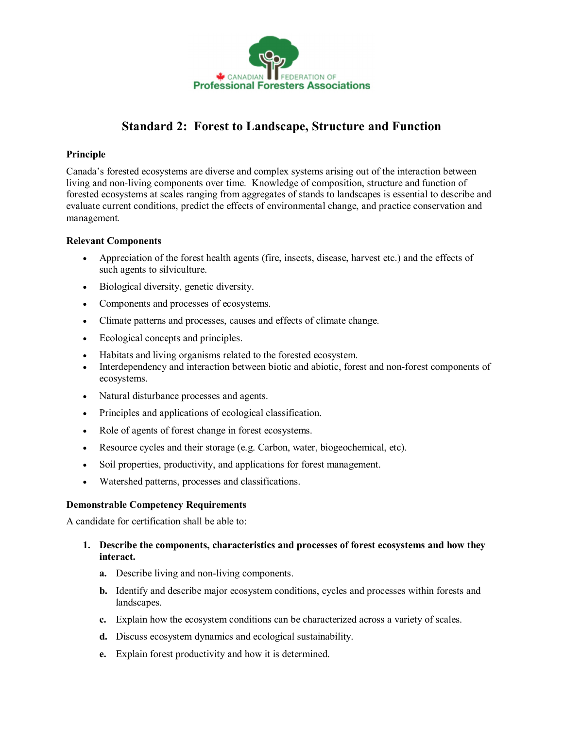CANADIAN FEDERATION OF
Professional Foresters Associations

# Standard 2: Forest to Landscape, Structure and Function

**Principle**

Canada's forested ecosystems are diverse and complex systems arising out of the interaction between living and non-living components over time. Knowledge of composition, structure and function of forested ecosystems at scales ranging from aggregates of stands to landscapes is essential to describe and evaluate current conditions, predict the effects of environmental change, and practice conservation and management.

**Relevant Components**

- Appreciation of the forest health agents (fire, insects, disease, harvest etc.) and the effects of such agents to silviculture.
- Biological diversity, genetic diversity.
- Components and processes of ecosystems.
- Climate patterns and processes, causes and effects of climate change.
- Ecological concepts and principles.
- Habitats and living organisms related to the forested ecosystem.
- Interdependency and interaction between biotic and abiotic, forest and non-forest components of ecosystems.
- Natural disturbance processes and agents.
- Principles and applications of ecological classification.
- Role of agents of forest change in forest ecosystems.
- Resource cycles and their storage (e.g. Carbon, water, biogeochemical, etc).
- Soil properties, productivity, and applications for forest management.
- Watershed patterns, processes and classifications.

**Demonstrable Competency Requirements**

A candidate for certification shall be able to:

1. **Describe the components, characteristics and processes of forest ecosystems and how they interact.**
   - **a.** Describe living and non-living components.
   - **b.** Identify and describe major ecosystem conditions, cycles and processes within forests and landscapes.
   - **c.** Explain how the ecosystem conditions can be characterized across a variety of scales.
   - **d.** Discuss ecosystem dynamics and ecological sustainability.
   - **e.** Explain forest productivity and how it is determined.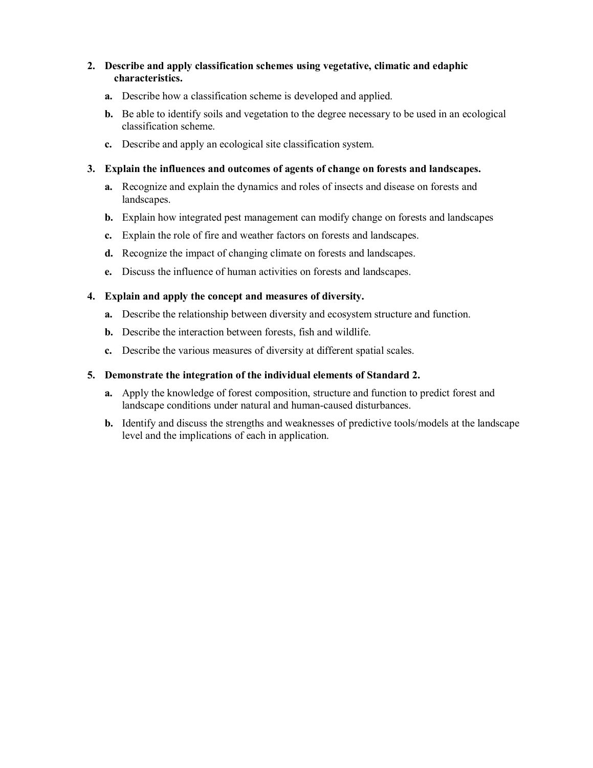2. **Describe and apply classification schemes using vegetative, climatic and edaphic characteristics.**

   a. Describe how a classification scheme is developed and applied.

   b. Be able to identify soils and vegetation to the degree necessary to be used in an ecological classification scheme.

   c. Describe and apply an ecological site classification system.

3. **Explain the influences and outcomes of agents of change on forests and landscapes.**

   a. Recognize and explain the dynamics and roles of insects and disease on forests and landscapes.

   b. Explain how integrated pest management can modify change on forests and landscapes

   c. Explain the role of fire and weather factors on forests and landscapes.

   d. Recognize the impact of changing climate on forests and landscapes.

   e. Discuss the influence of human activities on forests and landscapes.

4. **Explain and apply the concept and measures of diversity.**

   a. Describe the relationship between diversity and ecosystem structure and function.

   b. Describe the interaction between forests, fish and wildlife.

   c. Describe the various measures of diversity at different spatial scales.

5. **Demonstrate the integration of the individual elements of Standard 2.**

   a. Apply the knowledge of forest composition, structure and function to predict forest and landscape conditions under natural and human-caused disturbances.

   b. Identify and discuss the strengths and weaknesses of predictive tools/models at the landscape level and the implications of each in application.